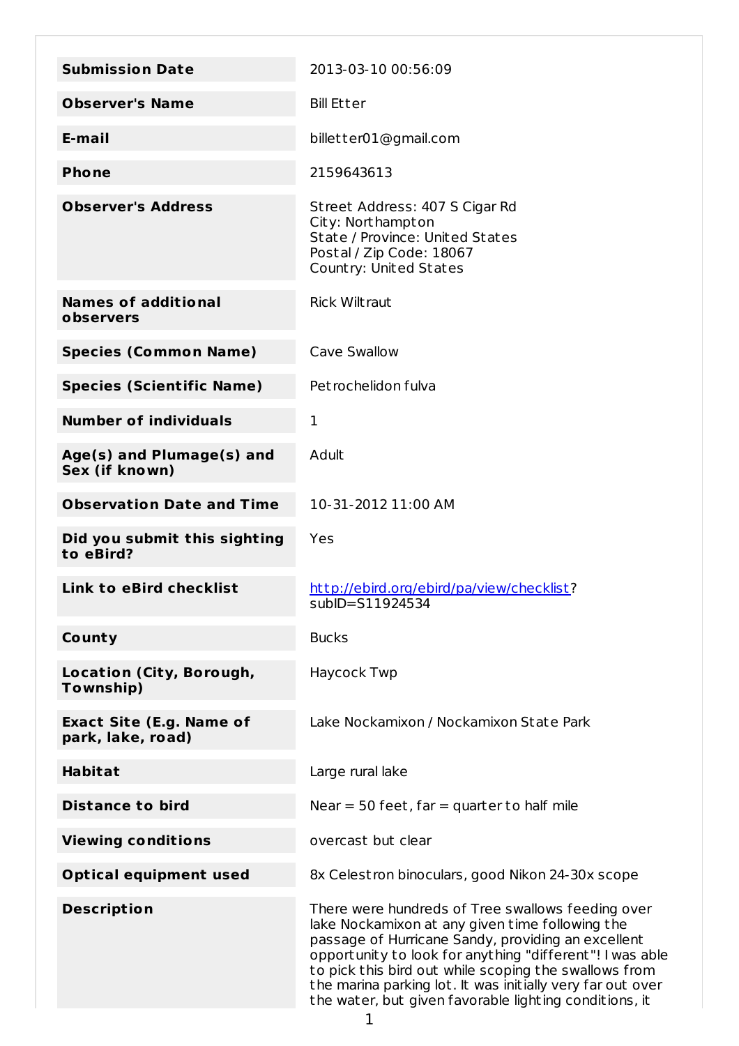| | |
|---|---|
| **Submission Date** | 2013-03-10 00:56:09 |
| **Observer's Name** | Bill Etter |
| **E-mail** | billetter01@gmail.com |
| **Phone** | 2159643613 |
| **Observer's Address** | Street Address: 407 S Cigar Rd<br>City: Northampton<br>State / Province: United States<br>Postal / Zip Code: 18067<br>Country: United States |
| **Names of additional observers** | Rick Wiltraut |
| **Species (Common Name)** | Cave Swallow |
| **Species (Scientific Name)** | Petrochelidon fulva |
| **Number of individuals** | 1 |
| **Age(s) and Plumage(s) and Sex (if known)** | Adult |
| **Observation Date and Time** | 10-31-2012 11:00 AM |
| **Did you submit this sighting to eBird?** | Yes |
| **Link to eBird checklist** | http://ebird.org/ebird/pa/view/checklist?subID=S11924534 |
| **County** | Bucks |
| **Location (City, Borough, Township)** | Haycock Twp |
| **Exact Site (E.g. Name of park, lake, road)** | Lake Nockamixon / Nockamixon State Park |
| **Habitat** | Large rural lake |
| **Distance to bird** | Near = 50 feet, far = quarter to half mile |
| **Viewing conditions** | overcast but clear |
| **Optical equipment used** | 8x Celestron binoculars, good Nikon 24-30x scope |
| **Description** | There were hundreds of Tree swallows feeding over lake Nockamixon at any given time following the passage of Hurricane Sandy, providing an excellent opportunity to look for anything "different"! I was able to pick this bird out while scoping the swallows from the marina parking lot. It was initially very far out over the water, but given favorable lighting conditions, it |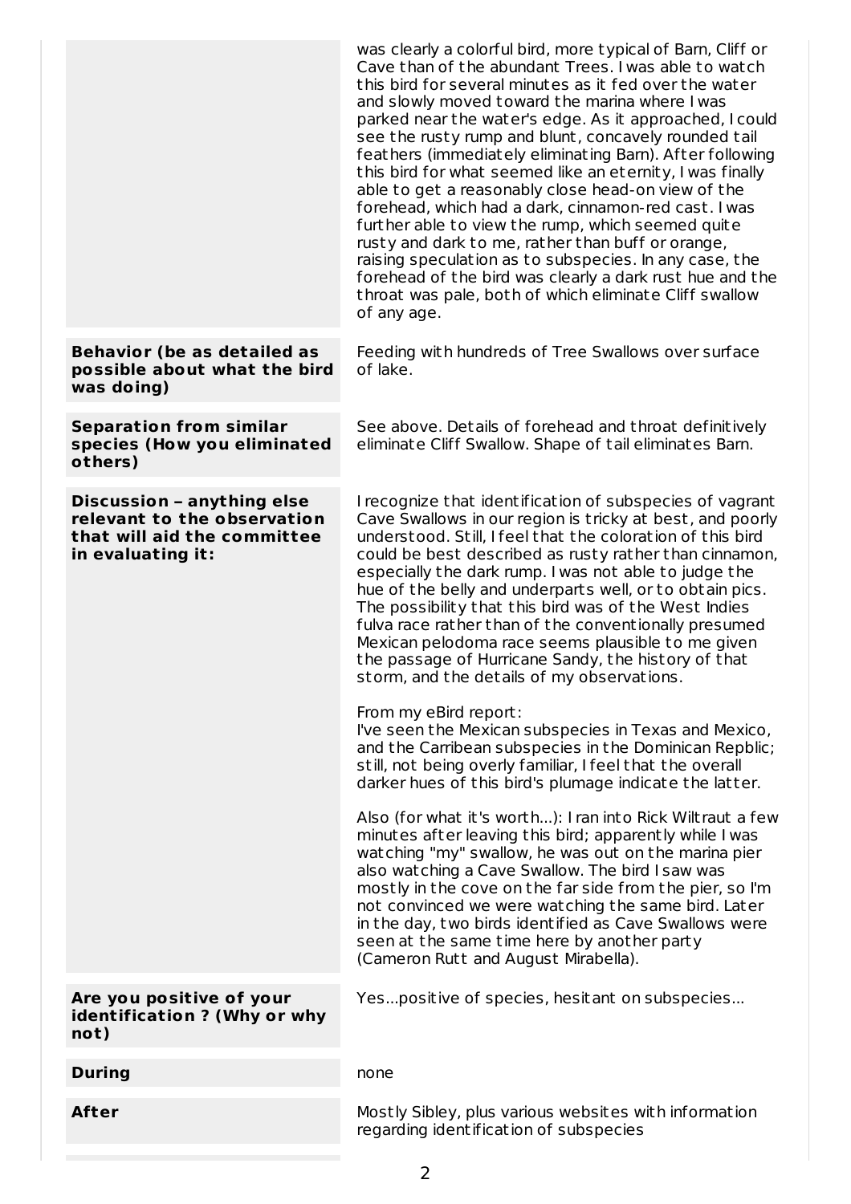| | |
|---|---|
| | was clearly a colorful bird, more typical of Barn, Cliff or Cave than of the abundant Trees. I was able to watch this bird for several minutes as it fed over the water and slowly moved toward the marina where I was parked near the water's edge. As it approached, I could see the rusty rump and blunt, concavely rounded tail feathers (immediately eliminating Barn). After following this bird for what seemed like an eternity, I was finally able to get a reasonably close head-on view of the forehead, which had a dark, cinnamon-red cast. I was further able to view the rump, which seemed quite rusty and dark to me, rather than buff or orange, raising speculation as to subspecies. In any case, the forehead of the bird was clearly a dark rust hue and the throat was pale, both of which eliminate Cliff swallow of any age. |
| **Behavior (be as detailed as possible about what the bird was doing)** | Feeding with hundreds of Tree Swallows over surface of lake. |
| **Separation from similar species (How you eliminated others)** | See above. Details of forehead and throat definitively eliminate Cliff Swallow. Shape of tail eliminates Barn. |
| **Discussion – anything else relevant to the observation that will aid the committee in evaluating it:** | I recognize that identification of subspecies of vagrant Cave Swallows in our region is tricky at best, and poorly understood. Still, I feel that the coloration of this bird could be best described as rusty rather than cinnamon, especially the dark rump. I was not able to judge the hue of the belly and underparts well, or to obtain pics. The possibility that this bird was of the West Indies fulva race rather than of the conventionally presumed Mexican pelodoma race seems plausible to me given the passage of Hurricane Sandy, the history of that storm, and the details of my observations.<br><br>From my eBird report:<br>I've seen the Mexican subspecies in Texas and Mexico, and the Carribean subspecies in the Dominican Repblic; still, not being overly familiar, I feel that the overall darker hues of this bird's plumage indicate the latter.<br><br>Also (for what it's worth...): I ran into Rick Wiltraut a few minutes after leaving this bird; apparently while I was watching "my" swallow, he was out on the marina pier also watching a Cave Swallow. The bird I saw was mostly in the cove on the far side from the pier, so I'm not convinced we were watching the same bird. Later in the day, two birds identified as Cave Swallows were seen at the same time here by another party (Cameron Rutt and August Mirabella). |
| **Are you positive of your identification ? (Why or why not)** | Yes...positive of species, hesitant on subspecies... |
| **During** | none |
| **After** | Mostly Sibley, plus various websites with information regarding identification of subspecies |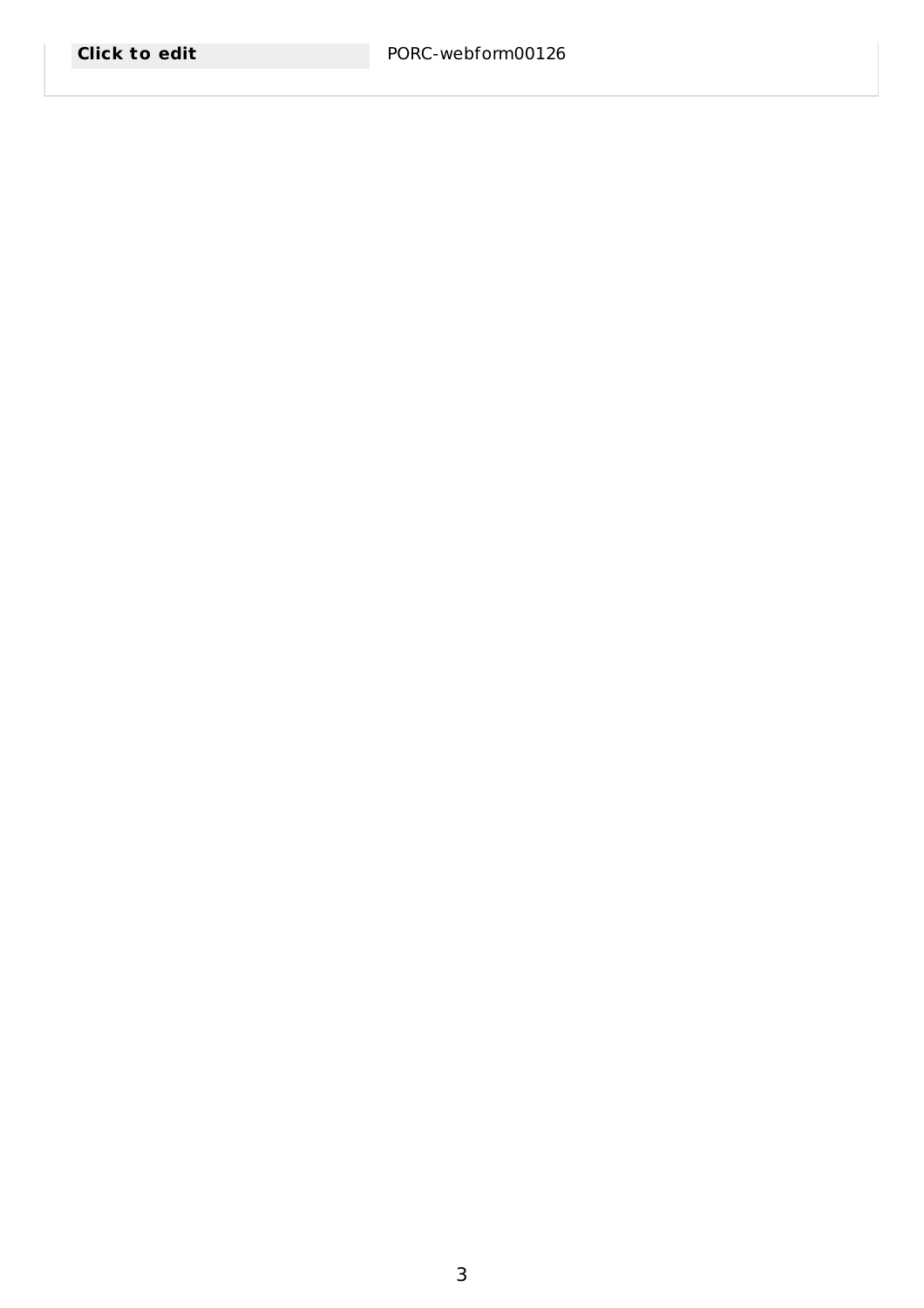| | |
|---|---|
| **Click to edit** | PORC-webform00126 |